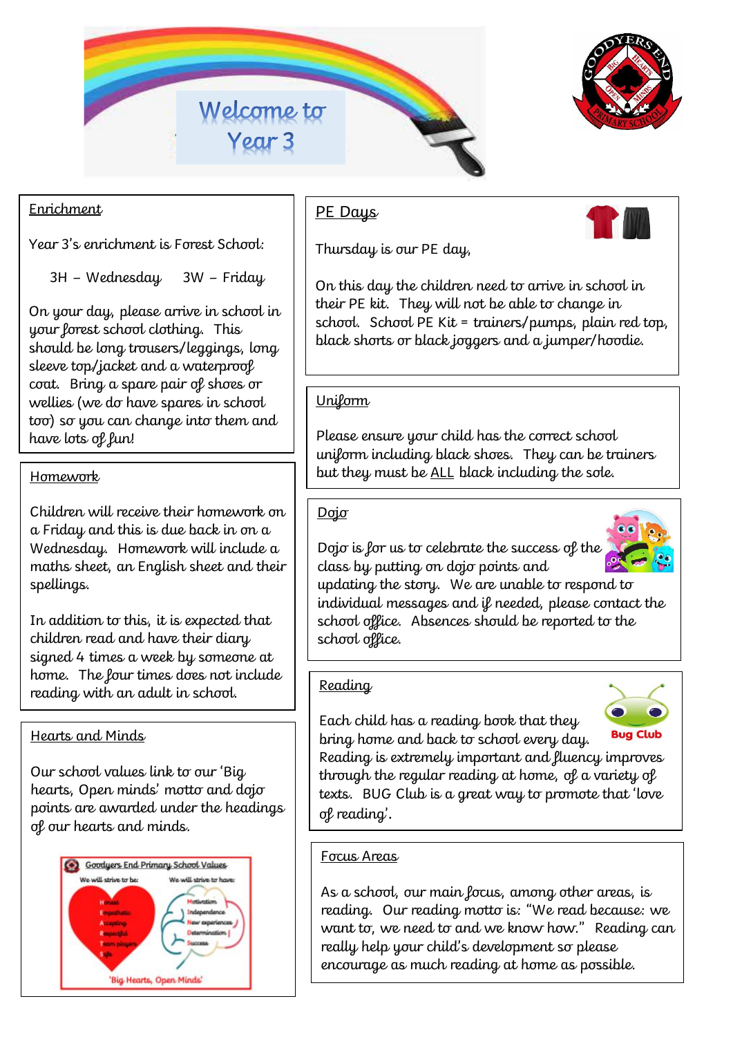# Welcome to Year 3

## Enrichment

Year 3's enrichment is Forest School:

3H – Wednesday    3W – Friday

On your day, please arrive in school in your forest school clothing. This should be long trousers/leggings, long sleeve top/jacket and a waterproof coat. Bring a spare pair of shoes or wellies (we do have spares in school too) so you can change into them and have lots of fun!

## Homework

Children will receive their homework on a Friday and this is due back in on a Wednesday. Homework will include a maths sheet, an English sheet and their spellings.

In addition to this, it is expected that children read and have their diary signed 4 times a week by someone at home. The four times does not include reading with an adult in school.

## Hearts and Minds

Our school values link to our 'Big hearts, Open minds' motto and dojo points are awarded under the headings of our hearts and minds.

Goodyers End Primary School Values

| We will strive to be: | We will strive to have: |
|---|---|
| Honest | Motivation |
| Empathetic | Independence |
| Accepting | New experiences |
| Respectful | Determination |
| Team players | Success |
| Safe | |

'Big Hearts, Open Minds'

## PE Days

Thursday is our PE day,

On this day the children need to arrive in school in their PE kit. They will not be able to change in school. School PE Kit = trainers/pumps, plain red top, black shorts or black joggers and a jumper/hoodie.

## Uniform

Please ensure your child has the correct school uniform including black shoes. They can be trainers but they must be ALL black including the sole.

## Dojo

Dojo is for us to celebrate the success of the class by putting on dojo points and updating the story. We are unable to respond to individual messages and if needed, please contact the school office. Absences should be reported to the school office.

## Reading

Each child has a reading book that they bring home and back to school every day. Reading is extremely important and fluency improves through the regular reading at home, of a variety of texts. BUG Club is a great way to promote that 'love of reading'.

## Focus Areas

As a school, our main focus, among other areas, is reading. Our reading motto is: "We read because: we want to, we need to and we know how." Reading can really help your child's development so please encourage as much reading at home as possible.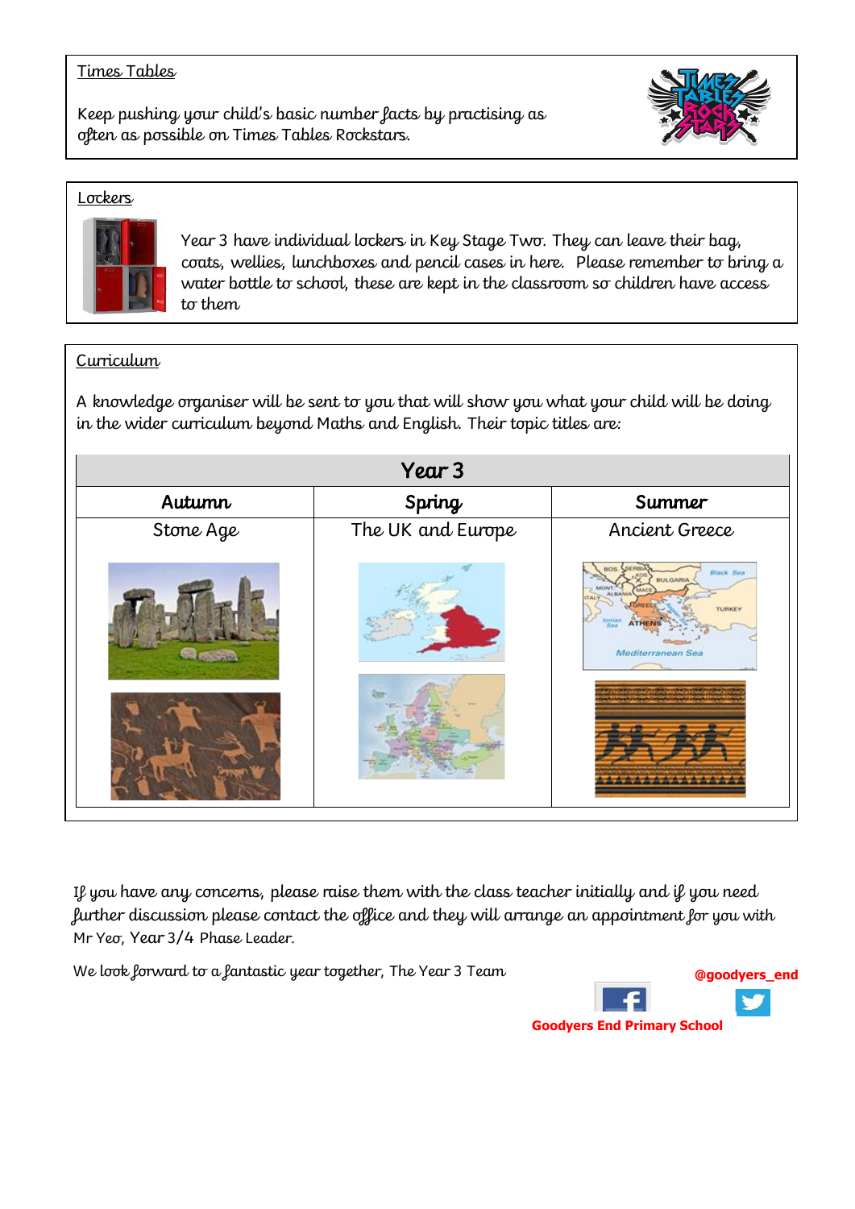## Times Tables

Keep pushing your child's basic number facts by practising as often as possible on Times Tables Rockstars.

## Lockers

Year 3 have individual lockers in Key Stage Two. They can leave their bag, coats, wellies, lunchboxes and pencil cases in here. Please remember to bring a water bottle to school, these are kept in the classroom so children have access to them

## Curriculum

A knowledge organiser will be sent to you that will show you what your child will be doing in the wider curriculum beyond Maths and English. Their topic titles are:

| Year 3 | | |
|---|---|---|
| **Autumn** | **Spring** | **Summer** |
| Stone Age | The UK and Europe | Ancient Greece |

If you have any concerns, please raise them with the class teacher initially and if you need further discussion please contact the office and they will arrange an appointment for you with Mr Yeo, Year 3/4 Phase Leader.

We look forward to a fantastic year together, The Year 3 Team

**@goodyers_end**

**Goodyers End Primary School**